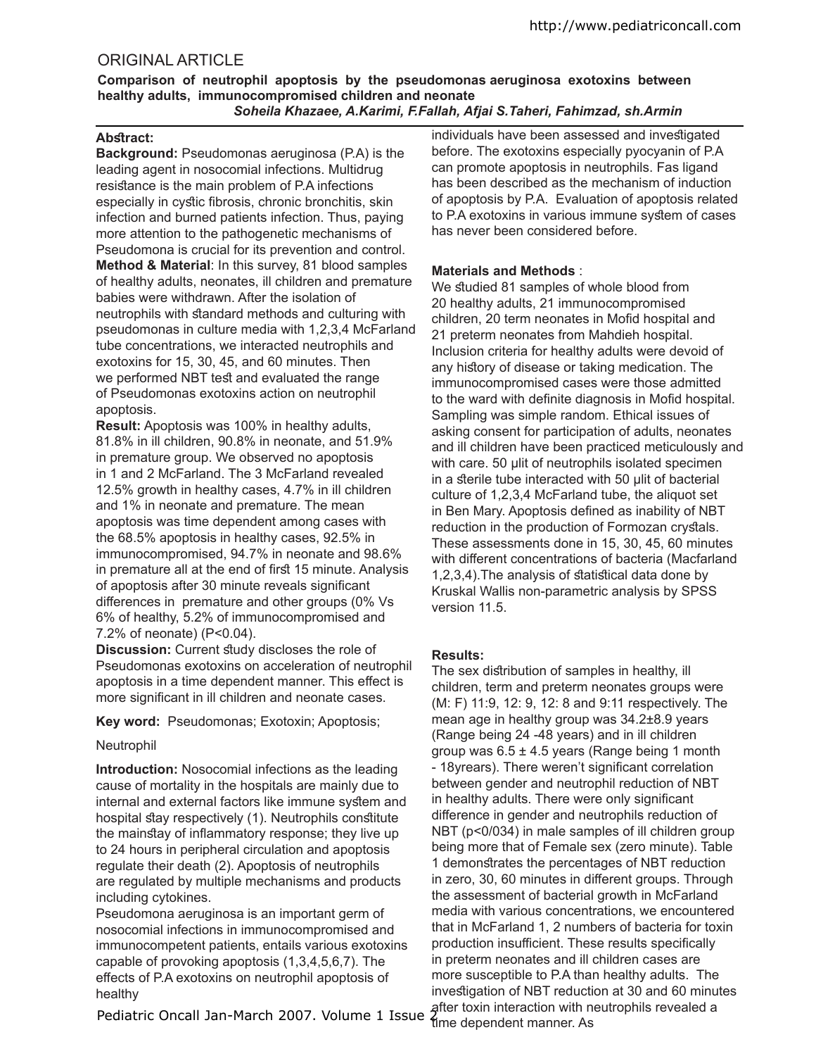## ORIGINAL ARTICLE

**Comparison of neutrophil apoptosis by the pseudomonas aeruginosa exotoxins between healthy adults, immunocompromised children and neonate**

***Soheila Khazaee, A.Karimi, F.Fallah, Afjai S.Taheri, Fahimzad, sh.Armin***

**Abstract:**

**Background:** Pseudomonas aeruginosa (P.A) is the leading agent in nosocomial infections. Multidrug resistance is the main problem of P.A infections especially in cystic fibrosis, chronic bronchitis, skin infection and burned patients infection. Thus, paying more attention to the pathogenetic mechanisms of Pseudomona is crucial for its prevention and control.

**Method & Material**: In this survey, 81 blood samples of healthy adults, neonates, ill children and premature babies were withdrawn. After the isolation of neutrophils with standard methods and culturing with pseudomonas in culture media with 1,2,3,4 McFarland tube concentrations, we interacted neutrophils and exotoxins for 15, 30, 45, and 60 minutes. Then we performed NBT test and evaluated the range of Pseudomonas exotoxins action on neutrophil apoptosis.

**Result:** Apoptosis was 100% in healthy adults, 81.8% in ill children, 90.8% in neonate, and 51.9% in premature group. We observed no apoptosis in 1 and 2 McFarland. The 3 McFarland revealed 12.5% growth in healthy cases, 4.7% in ill children and 1% in neonate and premature. The mean apoptosis was time dependent among cases with the 68.5% apoptosis in healthy cases, 92.5% in immunocompromised, 94.7% in neonate and 98.6% in premature all at the end of first 15 minute. Analysis of apoptosis after 30 minute reveals significant differences in premature and other groups (0% Vs 6% of healthy, 5.2% of immunocompromised and 7.2% of neonate) ($P<0.04$).

**Discussion:** Current study discloses the role of Pseudomonas exotoxins on acceleration of neutrophil apoptosis in a time dependent manner. This effect is more significant in ill children and neonate cases.

**Key word:** Pseudomonas; Exotoxin; Apoptosis; Neutrophil

**Introduction:** Nosocomial infections as the leading cause of mortality in the hospitals are mainly due to internal and external factors like immune system and hospital stay respectively (1). Neutrophils constitute the mainstay of inflammatory response; they live up to 24 hours in peripheral circulation and apoptosis regulate their death (2). Apoptosis of neutrophils are regulated by multiple mechanisms and products including cytokines.

Pseudomona aeruginosa is an important germ of nosocomial infections in immunocompromised and immunocompetent patients, entails various exotoxins capable of provoking apoptosis (1,3,4,5,6,7). The effects of P.A exotoxins on neutrophil apoptosis of healthy individuals have been assessed and investigated before. The exotoxins especially pyocyanin of P.A can promote apoptosis in neutrophils. Fas ligand has been described as the mechanism of induction of apoptosis by P.A. Evaluation of apoptosis related to P.A exotoxins in various immune system of cases has never been considered before.

**Materials and Methods** :

We studied 81 samples of whole blood from 20 healthy adults, 21 immunocompromised children, 20 term neonates in Mofid hospital and 21 preterm neonates from Mahdieh hospital. Inclusion criteria for healthy adults were devoid of any history of disease or taking medication. The immunocompromised cases were those admitted to the ward with definite diagnosis in Mofid hospital. Sampling was simple random. Ethical issues of asking consent for participation of adults, neonates and ill children have been practiced meticulously and with care. 50 µlit of neutrophils isolated specimen in a sterile tube interacted with 50 µlit of bacterial culture of 1,2,3,4 McFarland tube, the aliquot set in Ben Mary. Apoptosis defined as inability of NBT reduction in the production of Formozan crystals. These assessments done in 15, 30, 45, 60 minutes with different concentrations of bacteria (Macfarland 1,2,3,4).The analysis of statistical data done by Kruskal Wallis non-parametric analysis by SPSS version 11.5.

**Results:**

The sex distribution of samples in healthy, ill children, term and preterm neonates groups were (M: F) 11:9, 12: 9, 12: 8 and 9:11 respectively. The mean age in healthy group was 34.2±8.9 years (Range being 24 -48 years) and in ill children group was 6.5 ± 4.5 years (Range being 1 month - 18years). There weren't significant correlation between gender and neutrophil reduction of NBT in healthy adults. There were only significant difference in gender and neutrophils reduction of NBT ($p<0/034$) in male samples of ill children group being more that of Female sex (zero minute). Table 1 demonstrates the percentages of NBT reduction in zero, 30, 60 minutes in different groups. Through the assessment of bacterial growth in McFarland media with various concentrations, we encountered that in McFarland 1, 2 numbers of bacteria for toxin production insufficient. These results specifically in preterm neonates and ill children cases are more susceptible to P.A than healthy adults. The investigation of NBT reduction at 30 and 60 minutes after toxin interaction with neutrophils revealed a time dependent manner. As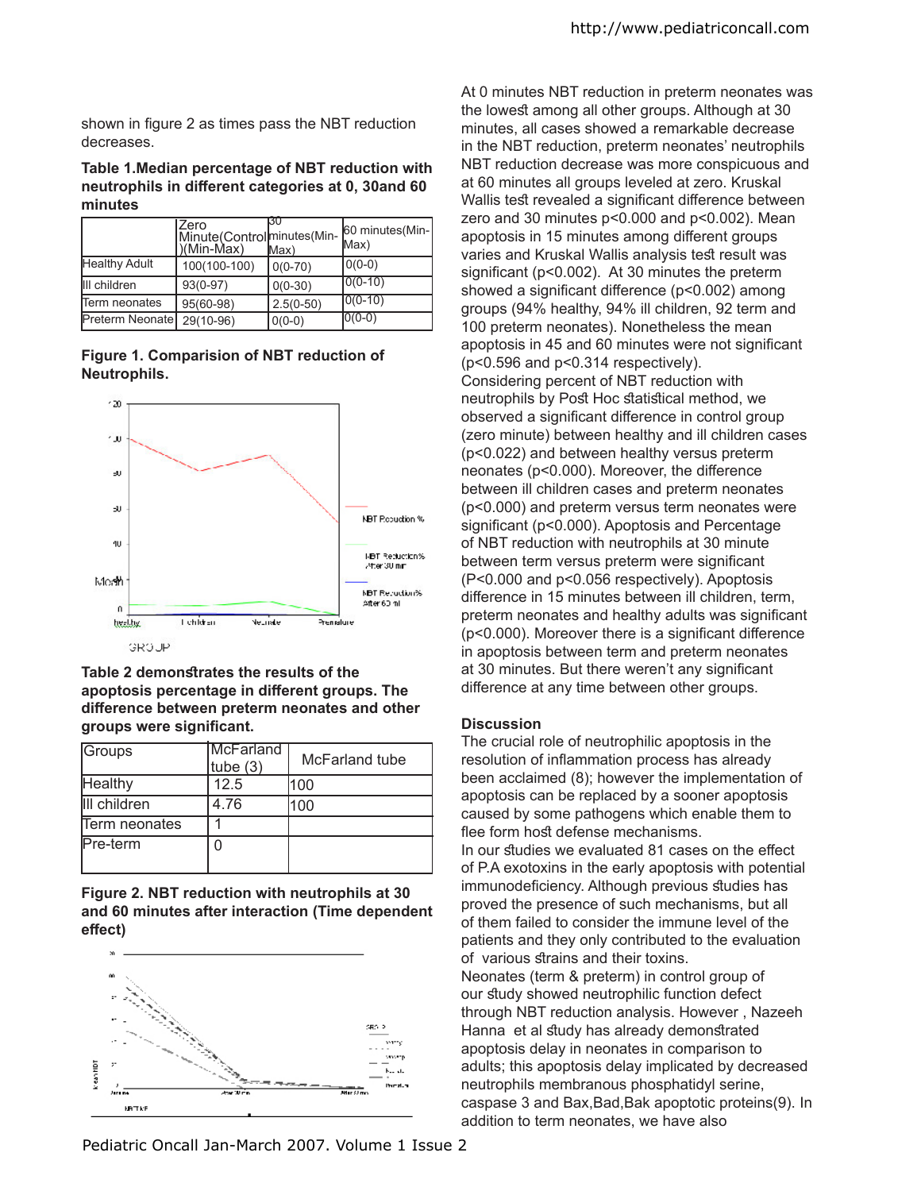shown in figure 2 as times pass the NBT reduction decreases.

**Table 1.Median percentage of NBT reduction with neutrophils in different categories at 0, 30and 60 minutes**

| | Zero Minute(Control)(Min-Max) | 30 minutes(Min-Max) | 60 minutes(Min-Max) |
|---|---|---|---|
| Healthy Adult | 100(100-100) | 0(0-70) | 0(0-0) |
| Ill children | 93(0-97) | 0(0-30) | 0(0-10) |
| Term neonates | 95(60-98) | 2.5(0-50) | 0(0-10) |
| Preterm Neonate | 29(10-96) | 0(0-0) | 0(0-0) |

**Figure 1. Comparision of NBT reduction of Neutrophils.**

**Table 2 demonstrates the results of the apoptosis percentage in different groups. The difference between preterm neonates and other groups were significant.**

| Groups | McFarland tube (3) | McFarland tube |
|---|---|---|
| Healthy | 12.5 | 100 |
| Ill children | 4.76 | 100 |
| Term neonates | 1 | |
| Pre-term | 0 | |

**Figure 2. NBT reduction with neutrophils at 30 and 60 minutes after interaction (Time dependent effect)**

At 0 minutes NBT reduction in preterm neonates was the lowest among all other groups. Although at 30 minutes, all cases showed a remarkable decrease in the NBT reduction, preterm neonates' neutrophils NBT reduction decrease was more conspicuous and at 60 minutes all groups leveled at zero. Kruskal Wallis test revealed a significant difference between zero and 30 minutes p<0.000 and p<0.002). Mean apoptosis in 15 minutes among different groups varies and Kruskal Wallis analysis test result was significant (p<0.002). At 30 minutes the preterm showed a significant difference (p<0.002) among groups (94% healthy, 94% ill children, 92 term and 100 preterm neonates). Nonetheless the mean apoptosis in 45 and 60 minutes were not significant (p<0.596 and p<0.314 respectively).

Considering percent of NBT reduction with neutrophils by Post Hoc statistical method, we observed a significant difference in control group (zero minute) between healthy and ill children cases (p<0.022) and between healthy versus preterm neonates (p<0.000). Moreover, the difference between ill children cases and preterm neonates (p<0.000) and preterm versus term neonates were significant (p<0.000). Apoptosis and Percentage of NBT reduction with neutrophils at 30 minute between term versus preterm were significant (P<0.000 and p<0.056 respectively). Apoptosis difference in 15 minutes between ill children, term, preterm neonates and healthy adults was significant (p<0.000). Moreover there is a significant difference in apoptosis between term and preterm neonates at 30 minutes. But there weren't any significant difference at any time between other groups.

**Discussion**

The crucial role of neutrophilic apoptosis in the resolution of inflammation process has already been acclaimed (8); however the implementation of apoptosis can be replaced by a sooner apoptosis caused by some pathogens which enable them to flee form host defense mechanisms.

In our studies we evaluated 81 cases on the effect of P.A exotoxins in the early apoptosis with potential immunodeficiency. Although previous studies has proved the presence of such mechanisms, but all of them failed to consider the immune level of the patients and they only contributed to the evaluation of various strains and their toxins.

Neonates (term & preterm) in control group of our study showed neutrophilic function defect through NBT reduction analysis. However , Nazeeh Hanna et al study has already demonstrated apoptosis delay in neonates in comparison to adults; this apoptosis delay implicated by decreased neutrophils membranous phosphatidyl serine, caspase 3 and Bax,Bad,Bak apoptotic proteins(9). In addition to term neonates, we have also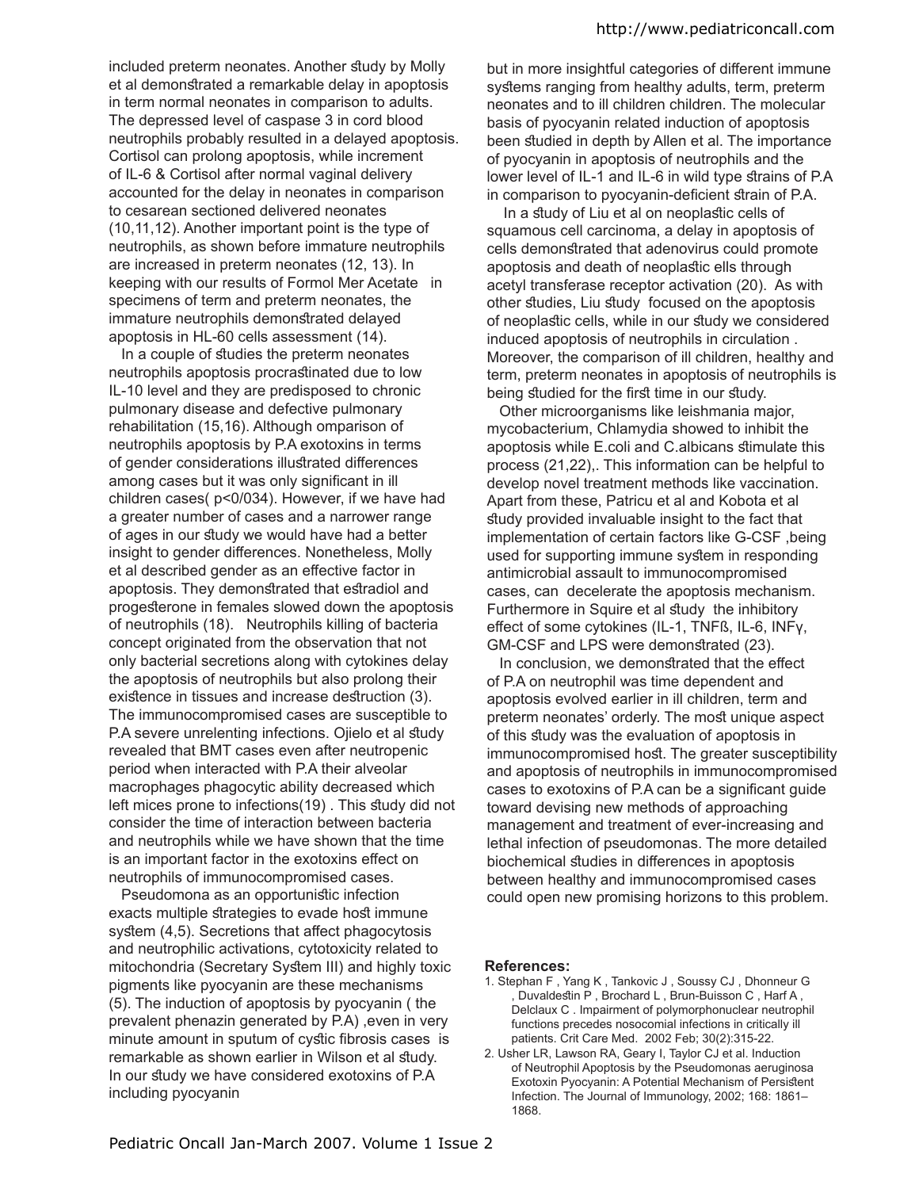included preterm neonates. Another study by Molly et al demonstrated a remarkable delay in apoptosis in term normal neonates in comparison to adults. The depressed level of caspase 3 in cord blood neutrophils probably resulted in a delayed apoptosis. Cortisol can prolong apoptosis, while increment of IL-6 & Cortisol after normal vaginal delivery accounted for the delay in neonates in comparison to cesarean sectioned delivered neonates (10,11,12). Another important point is the type of neutrophils, as shown before immature neutrophils are increased in preterm neonates (12, 13). In keeping with our results of Formol Mer Acetate in specimens of term and preterm neonates, the immature neutrophils demonstrated delayed apoptosis in HL-60 cells assessment (14).

In a couple of studies the preterm neonates neutrophils apoptosis procrastinated due to low IL-10 level and they are predisposed to chronic pulmonary disease and defective pulmonary rehabilitation (15,16). Although omparison of neutrophils apoptosis by P.A exotoxins in terms of gender considerations illustrated differences among cases but it was only significant in ill children cases( p<0/034). However, if we have had a greater number of cases and a narrower range of ages in our study we would have had a better insight to gender differences. Nonetheless, Molly et al described gender as an effective factor in apoptosis. They demonstrated that estradiol and progesterone in females slowed down the apoptosis of neutrophils (18). Neutrophils killing of bacteria concept originated from the observation that not only bacterial secretions along with cytokines delay the apoptosis of neutrophils but also prolong their existence in tissues and increase destruction (3). The immunocompromised cases are susceptible to P.A severe unrelenting infections. Ojielo et al study revealed that BMT cases even after neutropenic period when interacted with P.A their alveolar macrophages phagocytic ability decreased which left mices prone to infections(19) . This study did not consider the time of interaction between bacteria and neutrophils while we have shown that the time is an important factor in the exotoxins effect on neutrophils of immunocompromised cases.

Pseudomona as an opportunistic infection exacts multiple strategies to evade host immune system (4,5). Secretions that affect phagocytosis and neutrophilic activations, cytotoxicity related to mitochondria (Secretary System III) and highly toxic pigments like pyocyanin are these mechanisms (5). The induction of apoptosis by pyocyanin ( the prevalent phenazin generated by P.A) ,even in very minute amount in sputum of cystic fibrosis cases is remarkable as shown earlier in Wilson et al study. In our study we have considered exotoxins of P.A including pyocyanin but in more insightful categories of different immune systems ranging from healthy adults, term, preterm neonates and to ill children children. The molecular basis of pyocyanin related induction of apoptosis been studied in depth by Allen et al. The importance of pyocyanin in apoptosis of neutrophils and the lower level of IL-1 and IL-6 in wild type strains of P.A in comparison to pyocyanin-deficient strain of P.A.

In a study of Liu et al on neoplastic cells of squamous cell carcinoma, a delay in apoptosis of cells demonstrated that adenovirus could promote apoptosis and death of neoplastic ells through acetyl transferase receptor activation (20). As with other studies, Liu study focused on the apoptosis of neoplastic cells, while in our study we considered induced apoptosis of neutrophils in circulation . Moreover, the comparison of ill children, healthy and term, preterm neonates in apoptosis of neutrophils is being studied for the first time in our study.

Other microorganisms like leishmania major, mycobacterium, Chlamydia showed to inhibit the apoptosis while E.coli and C.albicans stimulate this process (21,22),. This information can be helpful to develop novel treatment methods like vaccination. Apart from these, Patricu et al and Kobota et al study provided invaluable insight to the fact that implementation of certain factors like G-CSF ,being used for supporting immune system in responding antimicrobial assault to immunocompromised cases, can decelerate the apoptosis mechanism. Furthermore in Squire et al study the inhibitory effect of some cytokines (IL-1, TNFß, IL-6, INFγ, GM-CSF and LPS were demonstrated (23).

In conclusion, we demonstrated that the effect of P.A on neutrophil was time dependent and apoptosis evolved earlier in ill children, term and preterm neonates' orderly. The most unique aspect of this study was the evaluation of apoptosis in immunocompromised host. The greater susceptibility and apoptosis of neutrophils in immunocompromised cases to exotoxins of P.A can be a significant guide toward devising new methods of approaching management and treatment of ever-increasing and lethal infection of pseudomonas. The more detailed biochemical studies in differences in apoptosis between healthy and immunocompromised cases could open new promising horizons to this problem.

**References:**

1. Stephan F , Yang K , Tankovic J , Soussy CJ , Dhonneur G , Duvaldestin P , Brochard L , Brun-Buisson C , Harf A , Delclaux C . Impairment of polymorphonuclear neutrophil functions precedes nosocomial infections in critically ill patients. Crit Care Med. 2002 Feb; 30(2):315-22.
2. Usher LR, Lawson RA, Geary I, Taylor CJ et al. Induction of Neutrophil Apoptosis by the Pseudomonas aeruginosa Exotoxin Pyocyanin: A Potential Mechanism of Persistent Infection. The Journal of Immunology, 2002; 168: 1861–1868.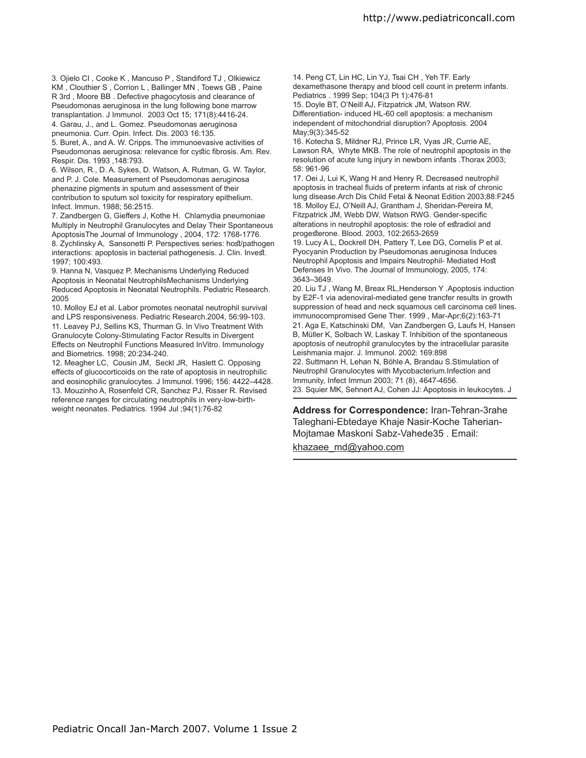3. Ojielo CI , Cooke K , Mancuso P , Standiford TJ , Olkiewicz KM , Clouthier S , Corrion L , Ballinger MN , Toews GB , Paine R 3rd , Moore BB . Defective phagocytosis and clearance of Pseudomonas aeruginosa in the lung following bone marrow transplantation. J Immunol. 2003 Oct 15; 171(8):4416-24.

4. Garau, J., and L. Gomez. Pseudomonas aeruginosa pneumonia. Curr. Opin. Infect. Dis. 2003 16:135.

5. Buret, A., and A. W. Cripps. The immunoevasive activities of Pseudomonas aeruginosa: relevance for cystic fibrosis. Am. Rev. Respir. Dis. 1993 ,148:793.

6. Wilson, R., D. A. Sykes, D. Watson, A. Rutman, G. W. Taylor, and P. J. Cole. Measurement of Pseudomonas aeruginosa phenazine pigments in sputum and assessment of their contribution to sputum sol toxicity for respiratory epithelium. Infect. Immun. 1988; 56:2515.

7. Zandbergen G, Gieffers J, Kothe H. Chlamydia pneumoniae Multiply in Neutrophil Granulocytes and Delay Their Spontaneous ApoptosisThe Journal of Immunology , 2004, 172: 1768-1776.

8. Zychlinsky A, Sansonetti P. Perspectives series: host/pathogen interactions: apoptosis in bacterial pathogenesis. J. Clin. Invest. 1997; 100:493.

9. Hanna N, Vasquez P. Mechanisms Underlying Reduced Apoptosis in Neonatal NeutrophilsMechanisms Underlying Reduced Apoptosis in Neonatal Neutrophils. Pediatric Research. 2005

10. Molloy EJ et al. Labor promotes neonatal neutrophil survival and LPS responsiveness. Pediatric Research.2004, 56:99-103.

11. Leavey PJ, Sellins KS, Thurman G. In Vivo Treatment With Granulocyte Colony-Stimulating Factor Results in Divergent Effects on Neutrophil Functions Measured InVitro. Immunology and Biometrics. 1998; 20:234-240.

12. Meagher LC, Cousin JM, Seckl JR, Haslett C. Opposing effects of glucocorticoids on the rate of apoptosis in neutrophilic and eosinophilic granulocytes. J Immunol. 1996; 156: 4422–4428.

13. Mouzinho A, Rosenfeld CR, Sanchez PJ, Risser R. Revised reference ranges for circulating neutrophils in very-low-birth-weight neonates. Pediatrics. 1994 Jul ;94(1):76-82

14. Peng CT, Lin HC, Lin YJ, Tsai CH , Yeh TF. Early dexamethasone therapy and blood cell count in preterm infants. Pediatrics . 1999 Sep; 104(3 Pt 1):476-81

15. Doyle BT, O'Neill AJ, Fitzpatrick JM, Watson RW. Differentiation- induced HL-60 cell apoptosis: a mechanism independent of mitochondrial disruption? Apoptosis. 2004 May;9(3):345-52

16. Kotecha S, Mildner RJ, Prince LR, Vyas JR, Currie AE, Lawson RA, Whyte MKB. The role of neutrophil apoptosis in the resolution of acute lung injury in newborn infants .Thorax 2003; 58: 961-96

17. Oei J, Lui K, Wang H and Henry R. Decreased neutrophil apoptosis in tracheal fluids of preterm infants at risk of chronic lung disease.Arch Dis Child Fetal & Neonat Edition 2003;88:F245

18. Molloy EJ, O'Neill AJ, Grantham J, Sheridan-Pereira M, Fitzpatrick JM, Webb DW, Watson RWG. Gender-specific alterations in neutrophil apoptosis: the role of estradiol and progesterone. Blood. 2003, 102:2653-2659

19. Lucy A L, Dockrell DH, Pattery T, Lee DG, Cornelis P et al. Pyocyanin Production by Pseudomonas aeruginosa Induces Neutrophil Apoptosis and Impairs Neutrophil- Mediated Host Defenses In Vivo. The Journal of Immunology, 2005, 174: 3643–3649.

20. Liu TJ , Wang M, Breax RL,Henderson Y .Apoptosis induction by E2F-1 via adenoviral-mediated gene trancfer results in growth suppression of head and neck squamous cell carcinoma cell lines. immunocompromised Gene Ther. 1999 , Mar-Apr;6(2):163-71

21. Aga E, Katschinski DM, Van Zandbergen G, Laufs H, Hansen B, Müller K, Solbach W, Laskay T. Inhibition of the spontaneous apoptosis of neutrophil granulocytes by the intracellular parasite Leishmania major. J. Immunol. 2002: 169:898

22. Suttmann H, Lehan N, Böhle A, Brandau S.Stimulation of Neutrophil Granulocytes with Mycobacterium.Infection and Immunity, Infect Immun 2003; 71 (8), 4647-4656.

23. Squier MK, Sehnert AJ, Cohen JJ: Apoptosis in leukocytes. J

**Address for Correspondence:** Iran-Tehran-3rahe Taleghani-Ebtedaye Khaje Nasir-Koche Taherian-Mojtamae Maskoni Sabz-Vahede35 . Email: khazaee_md@yahoo.com